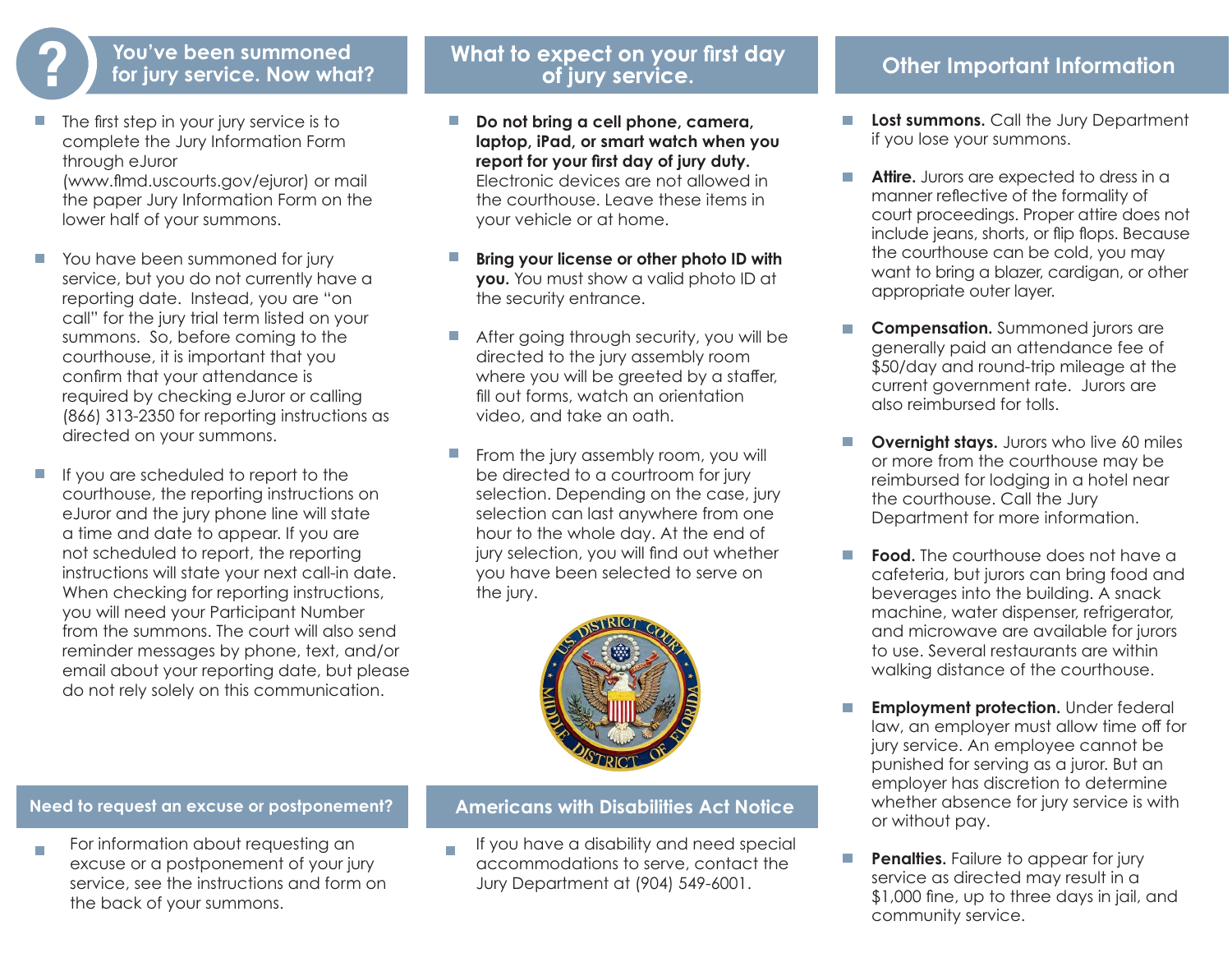## You've been summoned for jury service. Now what?

- The first step in your jury service is to complete the Jury Information Form through eJuror (www.flmd.uscourts.gov/ejuror) or mail the paper Jury Information Form on the lower half of your summons.
- You have been summoned for jury service, but you do not currently have a reporting date. Instead, you are "on call" for the jury trial term listed on your summons. So, before coming to the courthouse, it is important that you confirm that your attendance is required by checking eJuror or calling (866) 313-2350 for reporting instructions as directed on your summons.
- If you are scheduled to report to the courthouse, the reporting instructions on eJuror and the jury phone line will state a time and date to appear. If you are not scheduled to report, the reporting instructions will state your next call-in date. When checking for reporting instructions, you will need your Participant Number from the summons. The court will also send reminder messages by phone, text, and/or email about your reporting date, but please do not rely solely on this communication.

## Need to request an excuse or postponement?

- For information about requesting an excuse or a postponement of your jury service, see the instructions and form on the back of your summons.

## What to expect on your first day of jury service.

- **Do not bring a cell phone, camera, laptop, iPad, or smart watch when you report for your first day of jury duty.** Electronic devices are not allowed in the courthouse. Leave these items in your vehicle or at home.
- **Bring your license or other photo ID with you.** You must show a valid photo ID at the security entrance.
- After going through security, you will be directed to the jury assembly room where you will be greeted by a staffer, fill out forms, watch an orientation video, and take an oath.
- From the jury assembly room, you will be directed to a courtroom for jury selection. Depending on the case, jury selection can last anywhere from one hour to the whole day. At the end of jury selection, you will find out whether you have been selected to serve on the jury.

## Americans with Disabilities Act Notice

- If you have a disability and need special accommodations to serve, contact the Jury Department at (904) 549-6001.

## Other Important Information

- **Lost summons.** Call the Jury Department if you lose your summons.
- **Attire.** Jurors are expected to dress in a manner reflective of the formality of court proceedings. Proper attire does not include jeans, shorts, or flip flops. Because the courthouse can be cold, you may want to bring a blazer, cardigan, or other appropriate outer layer.
- **Compensation.** Summoned jurors are generally paid an attendance fee of $50/day and round-trip mileage at the current government rate. Jurors are also reimbursed for tolls.
- **Overnight stays.** Jurors who live 60 miles or more from the courthouse may be reimbursed for lodging in a hotel near the courthouse. Call the Jury Department for more information.
- **Food.** The courthouse does not have a cafeteria, but jurors can bring food and beverages into the building. A snack machine, water dispenser, refrigerator, and microwave are available for jurors to use. Several restaurants are within walking distance of the courthouse.
- **Employment protection.** Under federal law, an employer must allow time off for jury service. An employee cannot be punished for serving as a juror. But an employer has discretion to determine whether absence for jury service is with or without pay.
- **Penalties.** Failure to appear for jury service as directed may result in a $1,000 fine, up to three days in jail, and community service.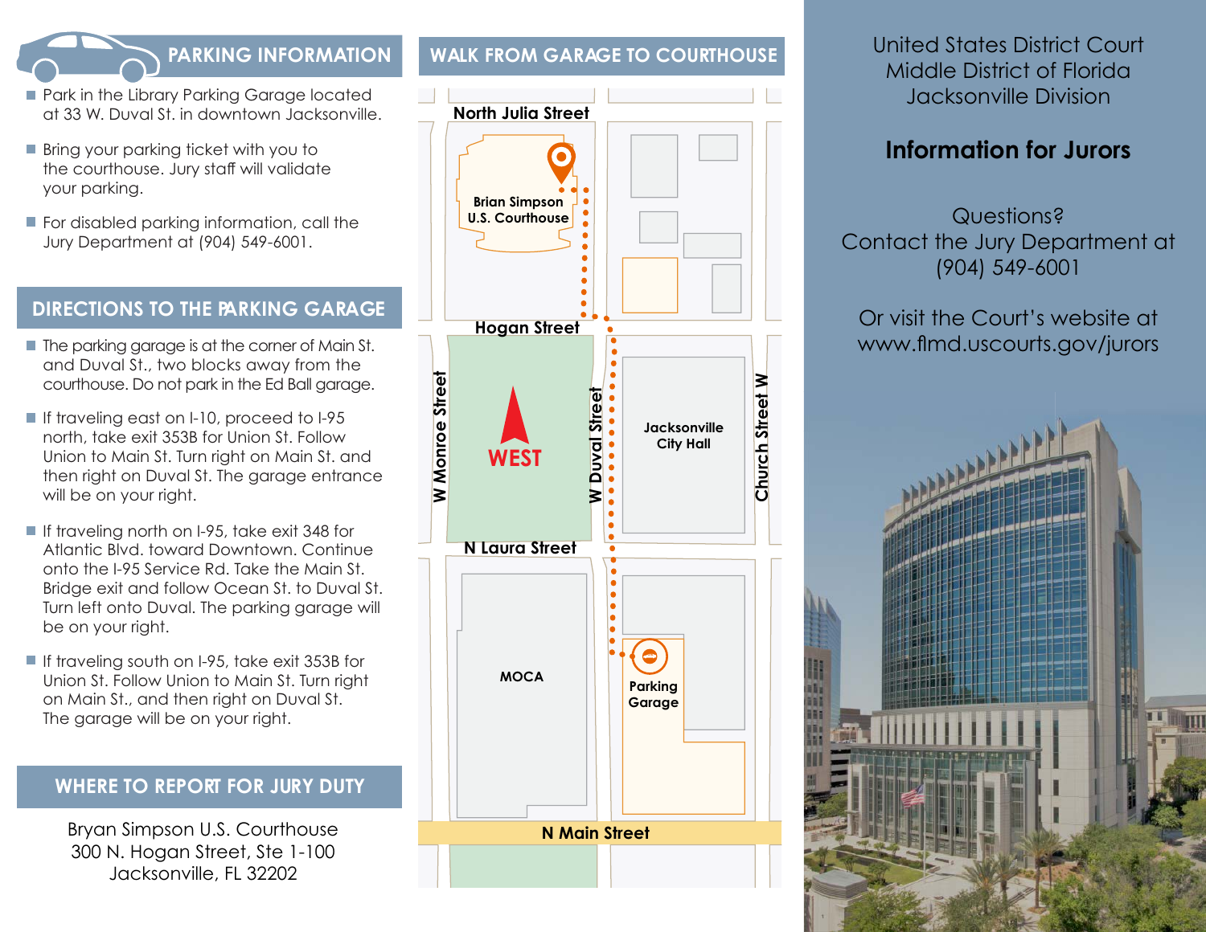## PARKING INFORMATION

- Park in the Library Parking Garage located at 33 W. Duval St. in downtown Jacksonville.
- Bring your parking ticket with you to the courthouse. Jury staff will validate your parking.
- For disabled parking information, call the Jury Department at (904) 549-6001.

## DIRECTIONS TO THE PARKING GARAGE

- The parking garage is at the corner of Main St. and Duval St., two blocks away from the courthouse. Do not park in the Ed Ball garage.
- If traveling east on I-10, proceed to I-95 north, take exit 353B for Union St. Follow Union to Main St. Turn right on Main St. and then right on Duval St. The garage entrance will be on your right.
- If traveling north on I-95, take exit 348 for Atlantic Blvd. toward Downtown. Continue onto the I-95 Service Rd. Take the Main St. Bridge exit and follow Ocean St. to Duval St. Turn left onto Duval. The parking garage will be on your right.
- If traveling south on I-95, take exit 353B for Union St. Follow Union to Main St. Turn right on Main St., and then right on Duval St. The garage will be on your right.

## WHERE TO REPORT FOR JURY DUTY

Bryan Simpson U.S. Courthouse
300 N. Hogan Street, Ste 1-100
Jacksonville, FL 32202

## WALK FROM GARAGE TO COURTHOUSE

North Julia Street
Brian Simpson U.S. Courthouse
Hogan Street
W Monroe Street
WEST
W Duval Street
Jacksonville City Hall
Church Street W
N Laura Street
MOCA
Parking Garage
N Main Street

United States District Court
Middle District of Florida
Jacksonville Division

# Information for Jurors

Questions?
Contact the Jury Department at
(904) 549-6001

Or visit the Court's website at
www.flmd.uscourts.gov/jurors